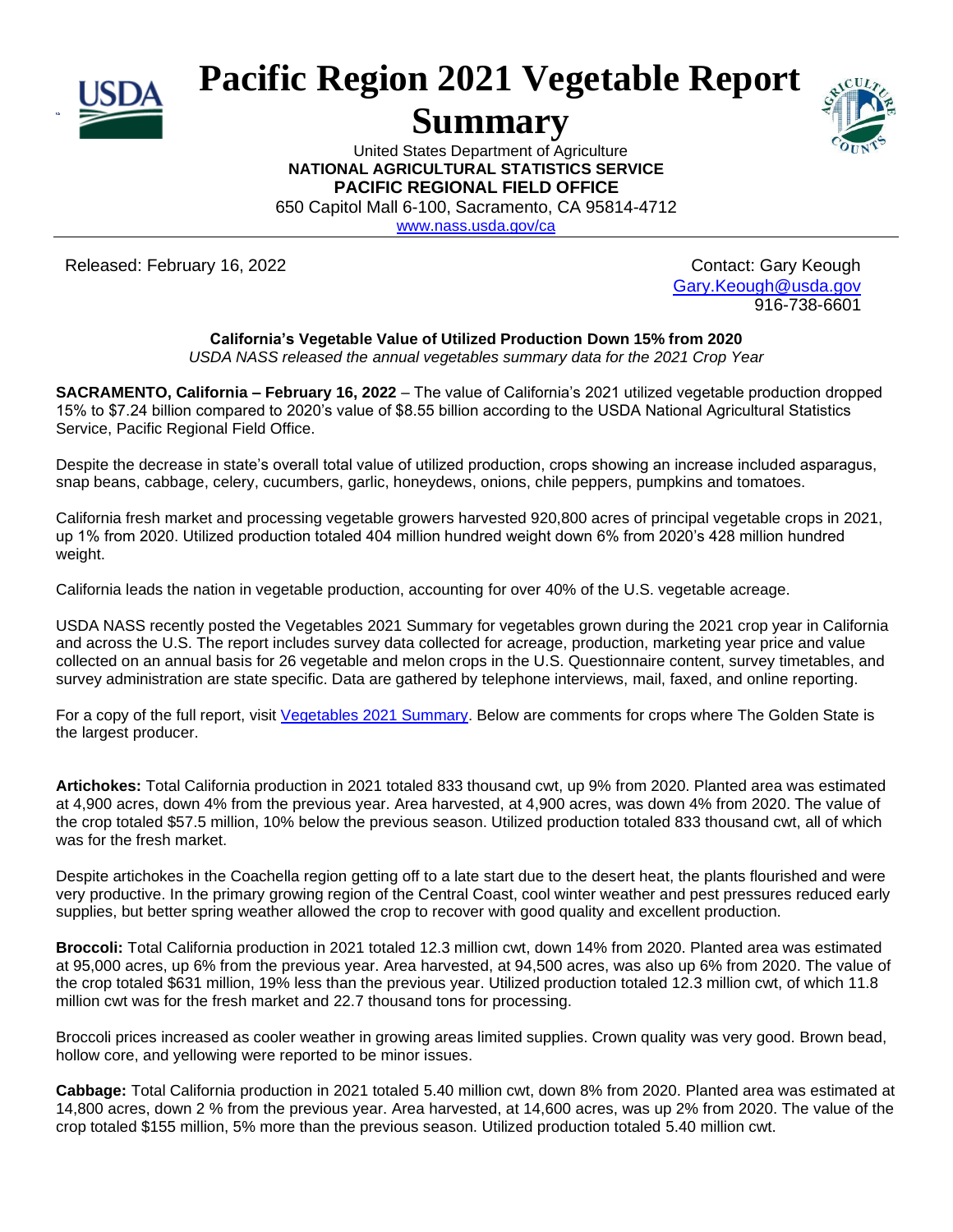# Pacific Region 2021 Vegetable Report Summary

United States Department of Agriculture
**NATIONAL AGRICULTURAL STATISTICS SERVICE**
**PACIFIC REGIONAL FIELD OFFICE**
650 Capitol Mall 6-100, Sacramento, CA 95814-4712
www.nass.usda.gov/ca

Released: February 16, 2022

Contact: Gary Keough
Gary.Keough@usda.gov
916-738-6601

**California's Vegetable Value of Utilized Production Down 15% from 2020**
*USDA NASS released the annual vegetables summary data for the 2021 Crop Year*

**SACRAMENTO, California – February 16, 2022** – The value of California's 2021 utilized vegetable production dropped 15% to $7.24 billion compared to 2020's value of $8.55 billion according to the USDA National Agricultural Statistics Service, Pacific Regional Field Office.

Despite the decrease in state's overall total value of utilized production, crops showing an increase included asparagus, snap beans, cabbage, celery, cucumbers, garlic, honeydews, onions, chile peppers, pumpkins and tomatoes.

California fresh market and processing vegetable growers harvested 920,800 acres of principal vegetable crops in 2021, up 1% from 2020. Utilized production totaled 404 million hundred weight down 6% from 2020's 428 million hundred weight.

California leads the nation in vegetable production, accounting for over 40% of the U.S. vegetable acreage.

USDA NASS recently posted the Vegetables 2021 Summary for vegetables grown during the 2021 crop year in California and across the U.S. The report includes survey data collected for acreage, production, marketing year price and value collected on an annual basis for 26 vegetable and melon crops in the U.S. Questionnaire content, survey timetables, and survey administration are state specific. Data are gathered by telephone interviews, mail, faxed, and online reporting.

For a copy of the full report, visit Vegetables 2021 Summary. Below are comments for crops where The Golden State is the largest producer.

**Artichokes:** Total California production in 2021 totaled 833 thousand cwt, up 9% from 2020. Planted area was estimated at 4,900 acres, down 4% from the previous year. Area harvested, at 4,900 acres, was down 4% from 2020. The value of the crop totaled $57.5 million, 10% below the previous season. Utilized production totaled 833 thousand cwt, all of which was for the fresh market.

Despite artichokes in the Coachella region getting off to a late start due to the desert heat, the plants flourished and were very productive. In the primary growing region of the Central Coast, cool winter weather and pest pressures reduced early supplies, but better spring weather allowed the crop to recover with good quality and excellent production.

**Broccoli:** Total California production in 2021 totaled 12.3 million cwt, down 14% from 2020. Planted area was estimated at 95,000 acres, up 6% from the previous year. Area harvested, at 94,500 acres, was also up 6% from 2020. The value of the crop totaled $631 million, 19% less than the previous year. Utilized production totaled 12.3 million cwt, of which 11.8 million cwt was for the fresh market and 22.7 thousand tons for processing.

Broccoli prices increased as cooler weather in growing areas limited supplies. Crown quality was very good. Brown bead, hollow core, and yellowing were reported to be minor issues.

**Cabbage:** Total California production in 2021 totaled 5.40 million cwt, down 8% from 2020. Planted area was estimated at 14,800 acres, down 2 % from the previous year. Area harvested, at 14,600 acres, was up 2% from 2020. The value of the crop totaled $155 million, 5% more than the previous season. Utilized production totaled 5.40 million cwt.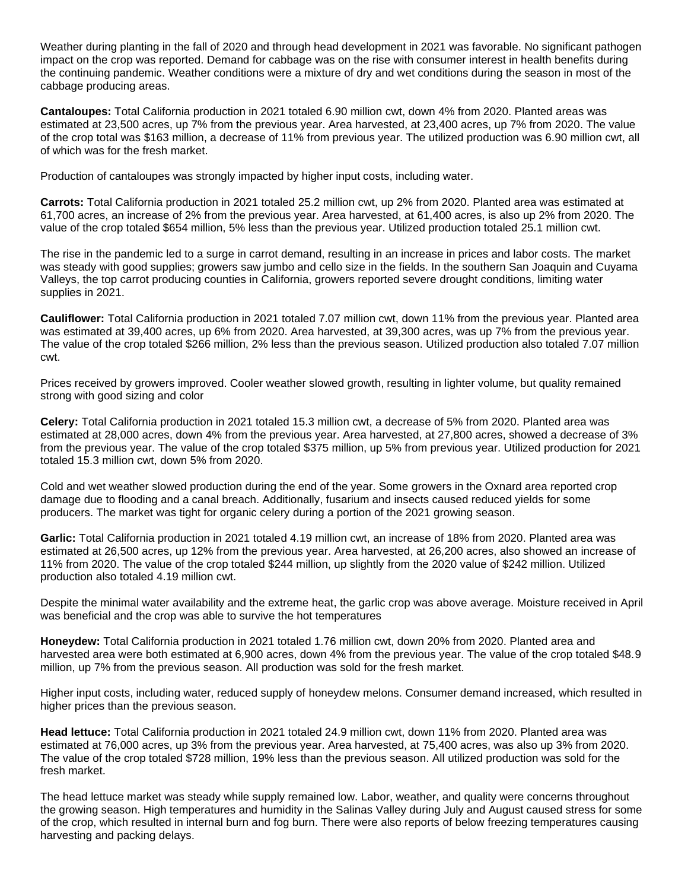Weather during planting in the fall of 2020 and through head development in 2021 was favorable. No significant pathogen impact on the crop was reported. Demand for cabbage was on the rise with consumer interest in health benefits during the continuing pandemic. Weather conditions were a mixture of dry and wet conditions during the season in most of the cabbage producing areas.

**Cantaloupes:** Total California production in 2021 totaled 6.90 million cwt, down 4% from 2020. Planted areas was estimated at 23,500 acres, up 7% from the previous year. Area harvested, at 23,400 acres, up 7% from 2020. The value of the crop total was $163 million, a decrease of 11% from previous year. The utilized production was 6.90 million cwt, all of which was for the fresh market.

Production of cantaloupes was strongly impacted by higher input costs, including water.

**Carrots:** Total California production in 2021 totaled 25.2 million cwt, up 2% from 2020. Planted area was estimated at 61,700 acres, an increase of 2% from the previous year. Area harvested, at 61,400 acres, is also up 2% from 2020. The value of the crop totaled $654 million, 5% less than the previous year. Utilized production totaled 25.1 million cwt.

The rise in the pandemic led to a surge in carrot demand, resulting in an increase in prices and labor costs. The market was steady with good supplies; growers saw jumbo and cello size in the fields. In the southern San Joaquin and Cuyama Valleys, the top carrot producing counties in California, growers reported severe drought conditions, limiting water supplies in 2021.

**Cauliflower:** Total California production in 2021 totaled 7.07 million cwt, down 11% from the previous year. Planted area was estimated at 39,400 acres, up 6% from 2020. Area harvested, at 39,300 acres, was up 7% from the previous year. The value of the crop totaled $266 million, 2% less than the previous season. Utilized production also totaled 7.07 million cwt.

Prices received by growers improved. Cooler weather slowed growth, resulting in lighter volume, but quality remained strong with good sizing and color

**Celery:** Total California production in 2021 totaled 15.3 million cwt, a decrease of 5% from 2020. Planted area was estimated at 28,000 acres, down 4% from the previous year. Area harvested, at 27,800 acres, showed a decrease of 3% from the previous year. The value of the crop totaled $375 million, up 5% from previous year. Utilized production for 2021 totaled 15.3 million cwt, down 5% from 2020.

Cold and wet weather slowed production during the end of the year. Some growers in the Oxnard area reported crop damage due to flooding and a canal breach. Additionally, fusarium and insects caused reduced yields for some producers. The market was tight for organic celery during a portion of the 2021 growing season.

**Garlic:** Total California production in 2021 totaled 4.19 million cwt, an increase of 18% from 2020. Planted area was estimated at 26,500 acres, up 12% from the previous year. Area harvested, at 26,200 acres, also showed an increase of 11% from 2020. The value of the crop totaled $244 million, up slightly from the 2020 value of $242 million. Utilized production also totaled 4.19 million cwt.

Despite the minimal water availability and the extreme heat, the garlic crop was above average. Moisture received in April was beneficial and the crop was able to survive the hot temperatures

**Honeydew:** Total California production in 2021 totaled 1.76 million cwt, down 20% from 2020. Planted area and harvested area were both estimated at 6,900 acres, down 4% from the previous year. The value of the crop totaled $48.9 million, up 7% from the previous season. All production was sold for the fresh market.

Higher input costs, including water, reduced supply of honeydew melons. Consumer demand increased, which resulted in higher prices than the previous season.

**Head lettuce:** Total California production in 2021 totaled 24.9 million cwt, down 11% from 2020. Planted area was estimated at 76,000 acres, up 3% from the previous year. Area harvested, at 75,400 acres, was also up 3% from 2020. The value of the crop totaled $728 million, 19% less than the previous season. All utilized production was sold for the fresh market.

The head lettuce market was steady while supply remained low. Labor, weather, and quality were concerns throughout the growing season. High temperatures and humidity in the Salinas Valley during July and August caused stress for some of the crop, which resulted in internal burn and fog burn. There were also reports of below freezing temperatures causing harvesting and packing delays.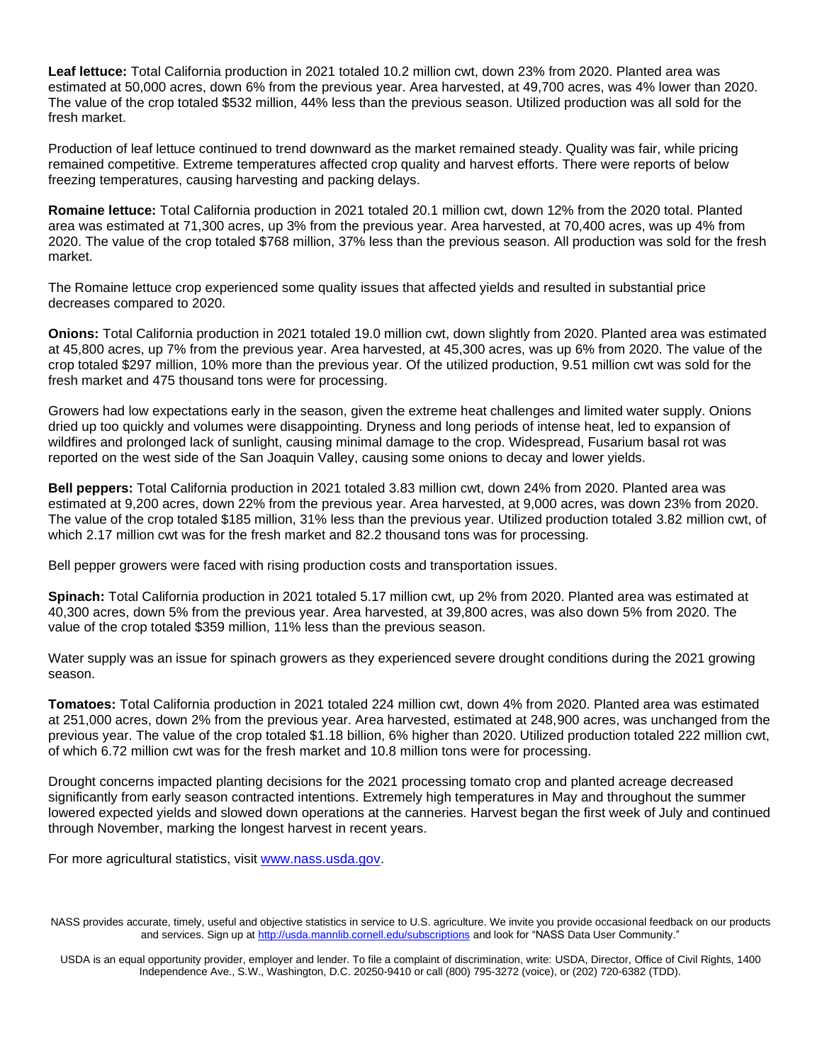**Leaf lettuce:** Total California production in 2021 totaled 10.2 million cwt, down 23% from 2020. Planted area was estimated at 50,000 acres, down 6% from the previous year. Area harvested, at 49,700 acres, was 4% lower than 2020. The value of the crop totaled $532 million, 44% less than the previous season. Utilized production was all sold for the fresh market.

Production of leaf lettuce continued to trend downward as the market remained steady. Quality was fair, while pricing remained competitive. Extreme temperatures affected crop quality and harvest efforts. There were reports of below freezing temperatures, causing harvesting and packing delays.

**Romaine lettuce:** Total California production in 2021 totaled 20.1 million cwt, down 12% from the 2020 total. Planted area was estimated at 71,300 acres, up 3% from the previous year. Area harvested, at 70,400 acres, was up 4% from 2020. The value of the crop totaled $768 million, 37% less than the previous season. All production was sold for the fresh market.

The Romaine lettuce crop experienced some quality issues that affected yields and resulted in substantial price decreases compared to 2020.

**Onions:** Total California production in 2021 totaled 19.0 million cwt, down slightly from 2020. Planted area was estimated at 45,800 acres, up 7% from the previous year. Area harvested, at 45,300 acres, was up 6% from 2020. The value of the crop totaled $297 million, 10% more than the previous year. Of the utilized production, 9.51 million cwt was sold for the fresh market and 475 thousand tons were for processing.

Growers had low expectations early in the season, given the extreme heat challenges and limited water supply. Onions dried up too quickly and volumes were disappointing. Dryness and long periods of intense heat, led to expansion of wildfires and prolonged lack of sunlight, causing minimal damage to the crop. Widespread, Fusarium basal rot was reported on the west side of the San Joaquin Valley, causing some onions to decay and lower yields.

**Bell peppers:** Total California production in 2021 totaled 3.83 million cwt, down 24% from 2020. Planted area was estimated at 9,200 acres, down 22% from the previous year. Area harvested, at 9,000 acres, was down 23% from 2020. The value of the crop totaled $185 million, 31% less than the previous year. Utilized production totaled 3.82 million cwt, of which 2.17 million cwt was for the fresh market and 82.2 thousand tons was for processing.

Bell pepper growers were faced with rising production costs and transportation issues.

**Spinach:** Total California production in 2021 totaled 5.17 million cwt, up 2% from 2020. Planted area was estimated at 40,300 acres, down 5% from the previous year. Area harvested, at 39,800 acres, was also down 5% from 2020. The value of the crop totaled $359 million, 11% less than the previous season.

Water supply was an issue for spinach growers as they experienced severe drought conditions during the 2021 growing season.

**Tomatoes:** Total California production in 2021 totaled 224 million cwt, down 4% from 2020. Planted area was estimated at 251,000 acres, down 2% from the previous year. Area harvested, estimated at 248,900 acres, was unchanged from the previous year. The value of the crop totaled $1.18 billion, 6% higher than 2020. Utilized production totaled 222 million cwt, of which 6.72 million cwt was for the fresh market and 10.8 million tons were for processing.

Drought concerns impacted planting decisions for the 2021 processing tomato crop and planted acreage decreased significantly from early season contracted intentions. Extremely high temperatures in May and throughout the summer lowered expected yields and slowed down operations at the canneries. Harvest began the first week of July and continued through November, marking the longest harvest in recent years.

For more agricultural statistics, visit [www.nass.usda.gov](http://www.nass.usda.gov).

NASS provides accurate, timely, useful and objective statistics in service to U.S. agriculture. We invite you provide occasional feedback on our products and services. Sign up at [http://usda.mannlib.cornell.edu/subscriptions](http://usda.mannlib.cornell.edu/subscriptions) and look for "NASS Data User Community."

USDA is an equal opportunity provider, employer and lender. To file a complaint of discrimination, write: USDA, Director, Office of Civil Rights, 1400 Independence Ave., S.W., Washington, D.C. 20250-9410 or call (800) 795-3272 (voice), or (202) 720-6382 (TDD).